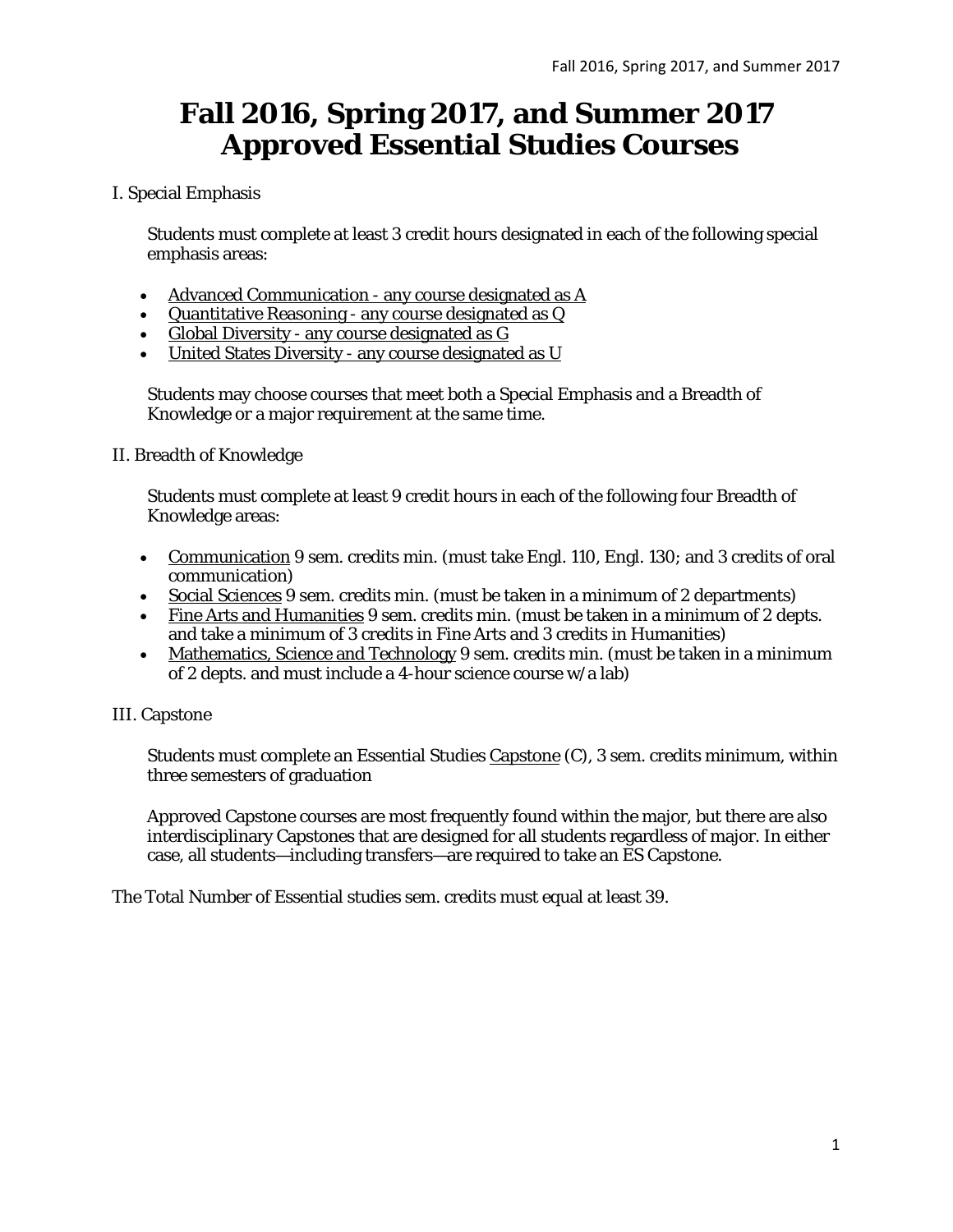# Fall 2016, Spring 2017, and Summer 2017 Approved Essential Studies Courses

I. Special Emphasis

Students must complete at least 3 credit hours designated in each of the following special emphasis areas:

- Advanced Communication - any course designated as A
- Quantitative Reasoning - any course designated as Q
- Global Diversity - any course designated as G
- United States Diversity - any course designated as U

Students may choose courses that meet both a Special Emphasis and a Breadth of Knowledge or a major requirement at the same time.

II. Breadth of Knowledge

Students must complete at least 9 credit hours in each of the following four Breadth of Knowledge areas:

- Communication 9 sem. credits min. (must take Engl. 110, Engl. 130; and 3 credits of oral communication)
- Social Sciences 9 sem. credits min. (must be taken in a minimum of 2 departments)
- Fine Arts and Humanities 9 sem. credits min. (must be taken in a minimum of 2 depts. and take a minimum of 3 credits in Fine Arts and 3 credits in Humanities)
- Mathematics, Science and Technology 9 sem. credits min. (must be taken in a minimum of 2 depts. and must include a 4-hour science course w/a lab)

III. Capstone

Students must complete an Essential Studies Capstone (C), 3 sem. credits minimum, within three semesters of graduation

Approved Capstone courses are most frequently found within the major, but there are also interdisciplinary Capstones that are designed for all students regardless of major. In either case, all students—including transfers—are required to take an ES Capstone.

The Total Number of Essential studies sem. credits must equal at least 39.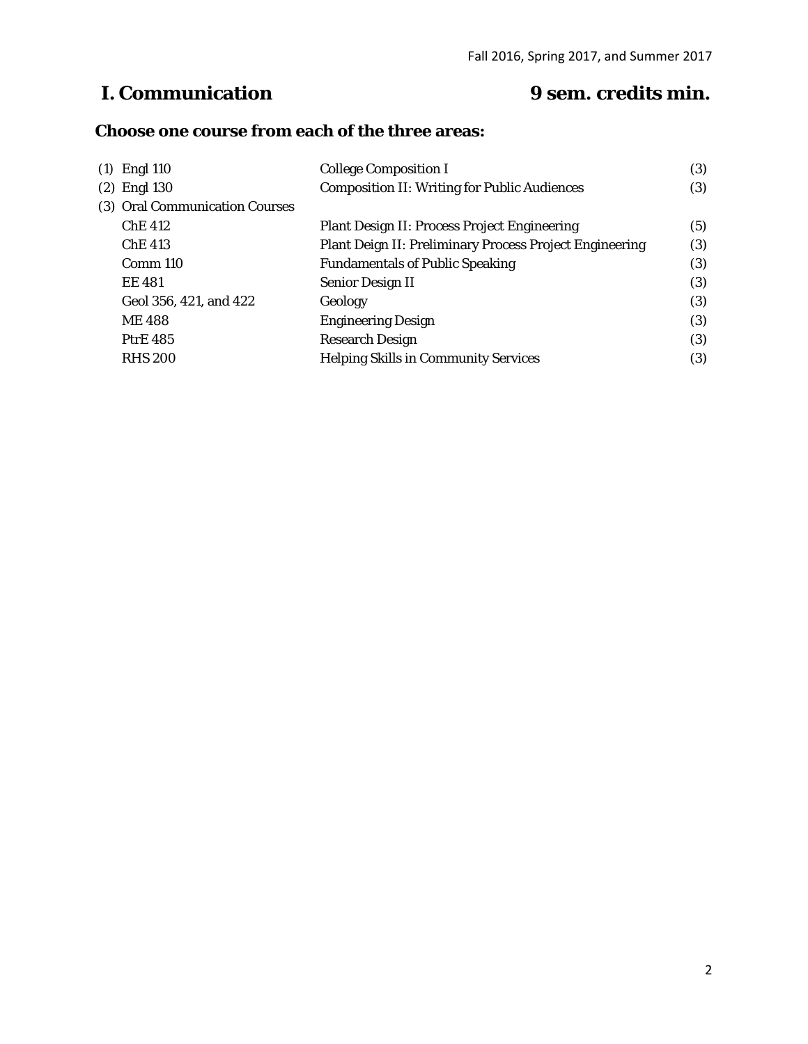## I. Communication 9 sem. credits min.

### Choose one course from each of the three areas:

| | | |
|---|---|---|
| (1) Engl 110 | College Composition I | (3) |
| (2) Engl 130 | Composition II: Writing for Public Audiences | (3) |
| (3) Oral Communication Courses | | |
| ChE 412 | Plant Design II: Process Project Engineering | (5) |
| ChE 413 | Plant Deign II: Preliminary Process Project Engineering | (3) |
| Comm 110 | Fundamentals of Public Speaking | (3) |
| EE 481 | Senior Design II | (3) |
| Geol 356, 421, and 422 | Geology | (3) |
| ME 488 | Engineering Design | (3) |
| PtrE 485 | Research Design | (3) |
| RHS 200 | Helping Skills in Community Services | (3) |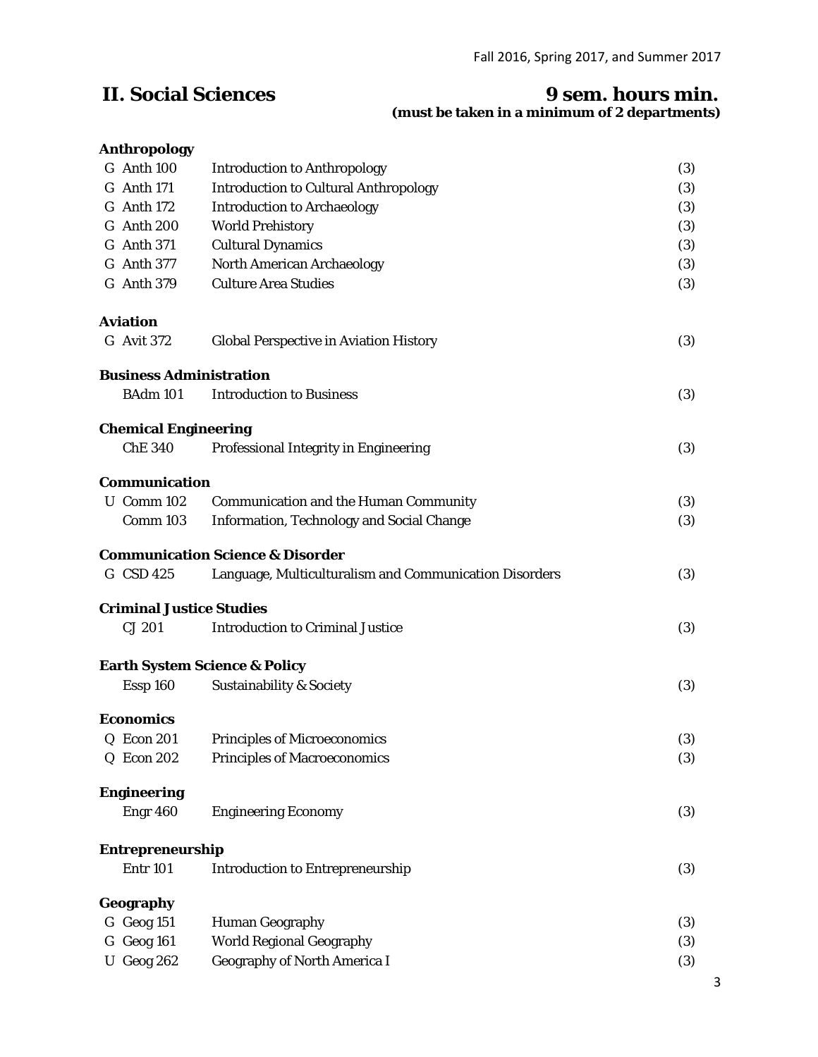## II. Social Sciences — 9 sem. hours min.

**(must be taken in a minimum of 2 departments)**

**Anthropology**

| | | | |
|---|---|---|---|
| G | Anth 100 | Introduction to Anthropology | (3) |
| G | Anth 171 | Introduction to Cultural Anthropology | (3) |
| G | Anth 172 | Introduction to Archaeology | (3) |
| G | Anth 200 | World Prehistory | (3) |
| G | Anth 371 | Cultural Dynamics | (3) |
| G | Anth 377 | North American Archaeology | (3) |
| G | Anth 379 | Culture Area Studies | (3) |

**Aviation**

| | | | |
|---|---|---|---|
| G | Avit 372 | Global Perspective in Aviation History | (3) |

**Business Administration**

| | | | |
|---|---|---|---|
| | BAdm 101 | Introduction to Business | (3) |

**Chemical Engineering**

| | | | |
|---|---|---|---|
| | ChE 340 | Professional Integrity in Engineering | (3) |

**Communication**

| | | | |
|---|---|---|---|
| U | Comm 102 | Communication and the Human Community | (3) |
| | Comm 103 | Information, Technology and Social Change | (3) |

**Communication Science & Disorder**

| | | | |
|---|---|---|---|
| G | CSD 425 | Language, Multiculturalism and Communication Disorders | (3) |

**Criminal Justice Studies**

| | | | |
|---|---|---|---|
| | CJ 201 | Introduction to Criminal Justice | (3) |

**Earth System Science & Policy**

| | | | |
|---|---|---|---|
| | Essp 160 | Sustainability & Society | (3) |

**Economics**

| | | | |
|---|---|---|---|
| Q | Econ 201 | Principles of Microeconomics | (3) |
| Q | Econ 202 | Principles of Macroeconomics | (3) |

**Engineering**

| | | | |
|---|---|---|---|
| | Engr 460 | Engineering Economy | (3) |

**Entrepreneurship**

| | | | |
|---|---|---|---|
| | Entr 101 | Introduction to Entrepreneurship | (3) |

**Geography**

| | | | |
|---|---|---|---|
| G | Geog 151 | Human Geography | (3) |
| G | Geog 161 | World Regional Geography | (3) |
| U | Geog 262 | Geography of North America I | (3) |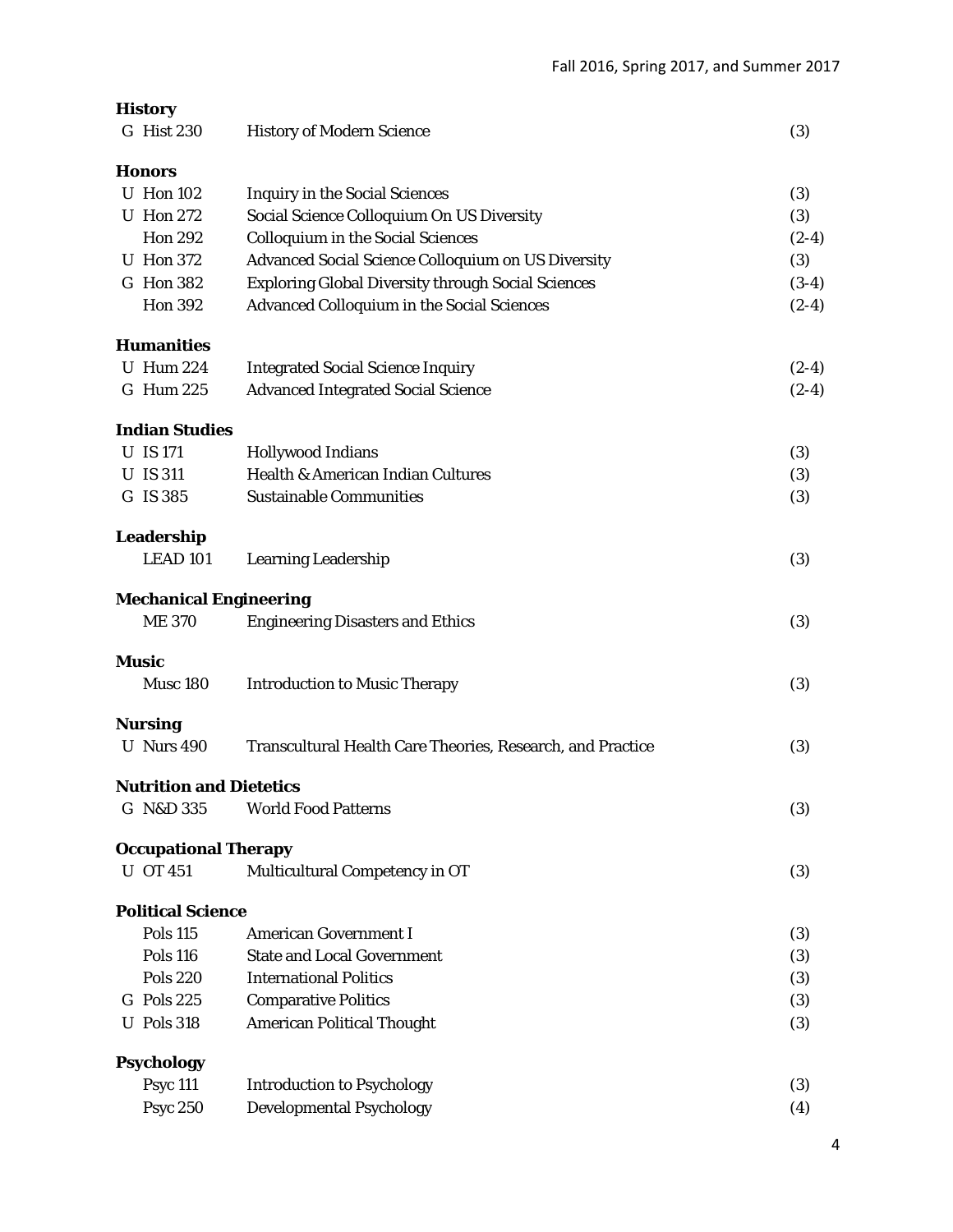**History**

| | | | |
|---|---|---|---|
| G | Hist 230 | History of Modern Science | (3) |

**Honors**

| | | | |
|---|---|---|---|
| U | Hon 102 | Inquiry in the Social Sciences | (3) |
| U | Hon 272 | Social Science Colloquium On US Diversity | (3) |
| | Hon 292 | Colloquium in the Social Sciences | (2-4) |
| U | Hon 372 | Advanced Social Science Colloquium on US Diversity | (3) |
| G | Hon 382 | Exploring Global Diversity through Social Sciences | (3-4) |
| | Hon 392 | Advanced Colloquium in the Social Sciences | (2-4) |

**Humanities**

| | | | |
|---|---|---|---|
| U | Hum 224 | Integrated Social Science Inquiry | (2-4) |
| G | Hum 225 | Advanced Integrated Social Science | (2-4) |

**Indian Studies**

| | | | |
|---|---|---|---|
| U | IS 171 | Hollywood Indians | (3) |
| U | IS 311 | Health & American Indian Cultures | (3) |
| G | IS 385 | Sustainable Communities | (3) |

**Leadership**

| | | | |
|---|---|---|---|
| | LEAD 101 | Learning Leadership | (3) |

**Mechanical Engineering**

| | | | |
|---|---|---|---|
| | ME 370 | Engineering Disasters and Ethics | (3) |

**Music**

| | | | |
|---|---|---|---|
| | Musc 180 | Introduction to Music Therapy | (3) |

**Nursing**

| | | | |
|---|---|---|---|
| U | Nurs 490 | Transcultural Health Care Theories, Research, and Practice | (3) |

**Nutrition and Dietetics**

| | | | |
|---|---|---|---|
| G | N&D 335 | World Food Patterns | (3) |

**Occupational Therapy**

| | | | |
|---|---|---|---|
| U | OT 451 | Multicultural Competency in OT | (3) |

**Political Science**

| | | | |
|---|---|---|---|
| | Pols 115 | American Government I | (3) |
| | Pols 116 | State and Local Government | (3) |
| | Pols 220 | International Politics | (3) |
| G | Pols 225 | Comparative Politics | (3) |
| U | Pols 318 | American Political Thought | (3) |

**Psychology**

| | | | |
|---|---|---|---|
| | Psyc 111 | Introduction to Psychology | (3) |
| | Psyc 250 | Developmental Psychology | (4) |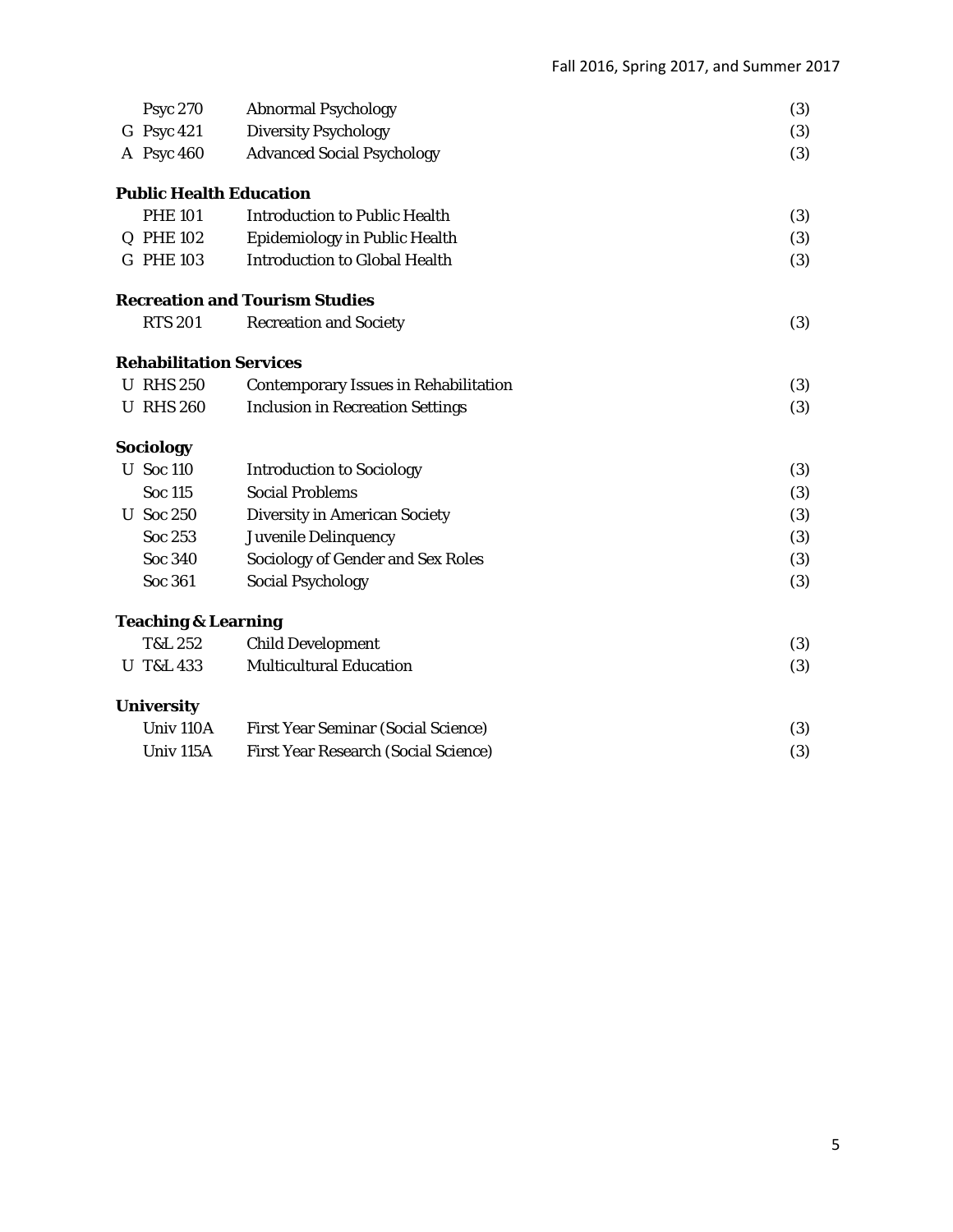| | | | |
|---|---|---|---|
| | Psyc 270 | Abnormal Psychology | (3) |
| G | Psyc 421 | Diversity Psychology | (3) |
| A | Psyc 460 | Advanced Social Psychology | (3) |

**Public Health Education**

| | | | |
|---|---|---|---|
| | PHE 101 | Introduction to Public Health | (3) |
| Q | PHE 102 | Epidemiology in Public Health | (3) |
| G | PHE 103 | Introduction to Global Health | (3) |

**Recreation and Tourism Studies**

| | | | |
|---|---|---|---|
| | RTS 201 | Recreation and Society | (3) |

**Rehabilitation Services**

| | | | |
|---|---|---|---|
| U | RHS 250 | Contemporary Issues in Rehabilitation | (3) |
| U | RHS 260 | Inclusion in Recreation Settings | (3) |

**Sociology**

| | | | |
|---|---|---|---|
| U | Soc 110 | Introduction to Sociology | (3) |
| | Soc 115 | Social Problems | (3) |
| U | Soc 250 | Diversity in American Society | (3) |
| | Soc 253 | Juvenile Delinquency | (3) |
| | Soc 340 | Sociology of Gender and Sex Roles | (3) |
| | Soc 361 | Social Psychology | (3) |

**Teaching & Learning**

| | | | |
|---|---|---|---|
| | T&L 252 | Child Development | (3) |
| U | T&L 433 | Multicultural Education | (3) |

**University**

| | | | |
|---|---|---|---|
| | Univ 110A | First Year Seminar (Social Science) | (3) |
| | Univ 115A | First Year Research (Social Science) | (3) |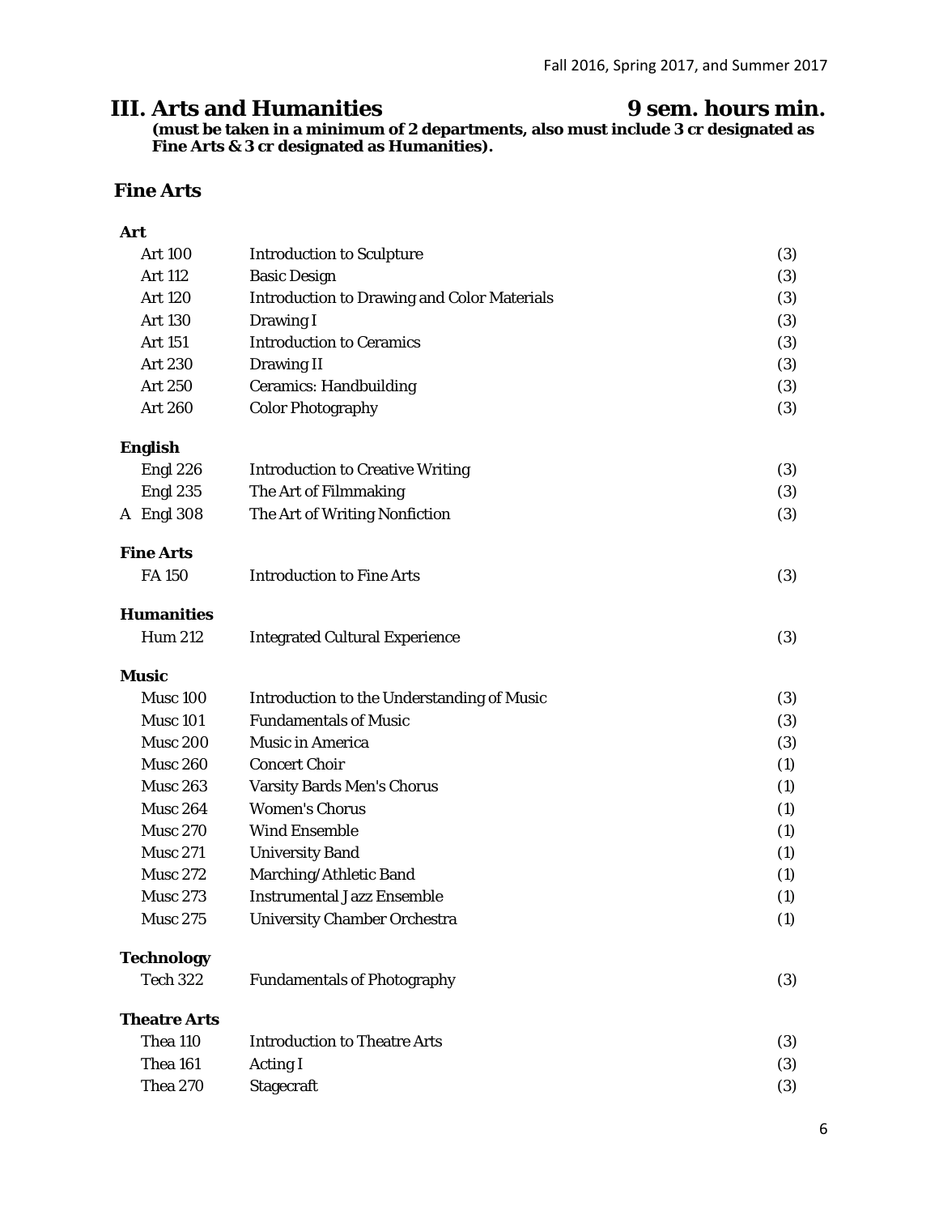## III. Arts and Humanities 9 sem. hours min.

**(must be taken in a minimum of 2 departments, also must include 3 cr designated as Fine Arts & 3 cr designated as Humanities).**

### Fine Arts

**Art**

| | | |
|---|---|---|
| Art 100 | Introduction to Sculpture | (3) |
| Art 112 | Basic Design | (3) |
| Art 120 | Introduction to Drawing and Color Materials | (3) |
| Art 130 | Drawing I | (3) |
| Art 151 | Introduction to Ceramics | (3) |
| Art 230 | Drawing II | (3) |
| Art 250 | Ceramics: Handbuilding | (3) |
| Art 260 | Color Photography | (3) |

**English**

| | | |
|---|---|---|
| Engl 226 | Introduction to Creative Writing | (3) |
| Engl 235 | The Art of Filmmaking | (3) |
| A Engl 308 | The Art of Writing Nonfiction | (3) |

**Fine Arts**

| | | |
|---|---|---|
| FA 150 | Introduction to Fine Arts | (3) |

**Humanities**

| | | |
|---|---|---|
| Hum 212 | Integrated Cultural Experience | (3) |

**Music**

| | | |
|---|---|---|
| Musc 100 | Introduction to the Understanding of Music | (3) |
| Musc 101 | Fundamentals of Music | (3) |
| Musc 200 | Music in America | (3) |
| Musc 260 | Concert Choir | (1) |
| Musc 263 | Varsity Bards Men's Chorus | (1) |
| Musc 264 | Women's Chorus | (1) |
| Musc 270 | Wind Ensemble | (1) |
| Musc 271 | University Band | (1) |
| Musc 272 | Marching/Athletic Band | (1) |
| Musc 273 | Instrumental Jazz Ensemble | (1) |
| Musc 275 | University Chamber Orchestra | (1) |

**Technology**

| | | |
|---|---|---|
| Tech 322 | Fundamentals of Photography | (3) |

**Theatre Arts**

| | | |
|---|---|---|
| Thea 110 | Introduction to Theatre Arts | (3) |
| Thea 161 | Acting I | (3) |
| Thea 270 | Stagecraft | (3) |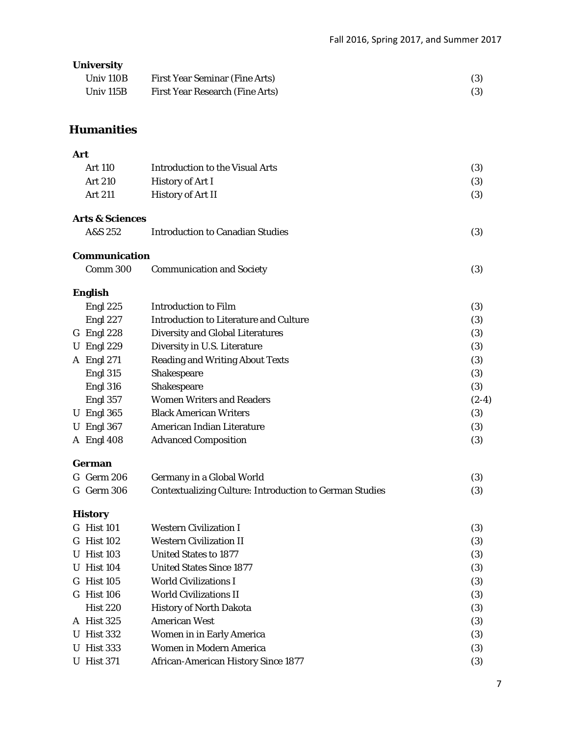**University**

| | | | |
|---|---|---|---|
| | Univ 110B | First Year Seminar (Fine Arts) | (3) |
| | Univ 115B | First Year Research (Fine Arts) | (3) |

## Humanities

**Art**

| | | | |
|---|---|---|---|
| | Art 110 | Introduction to the Visual Arts | (3) |
| | Art 210 | History of Art I | (3) |
| | Art 211 | History of Art II | (3) |

**Arts & Sciences**

| | | | |
|---|---|---|---|
| | A&S 252 | Introduction to Canadian Studies | (3) |

**Communication**

| | | | |
|---|---|---|---|
| | Comm 300 | Communication and Society | (3) |

**English**

| | | | |
|---|---|---|---|
| | Engl 225 | Introduction to Film | (3) |
| | Engl 227 | Introduction to Literature and Culture | (3) |
| G | Engl 228 | Diversity and Global Literatures | (3) |
| U | Engl 229 | Diversity in U.S. Literature | (3) |
| A | Engl 271 | Reading and Writing About Texts | (3) |
| | Engl 315 | Shakespeare | (3) |
| | Engl 316 | Shakespeare | (3) |
| | Engl 357 | Women Writers and Readers | (2-4) |
| U | Engl 365 | Black American Writers | (3) |
| U | Engl 367 | American Indian Literature | (3) |
| A | Engl 408 | Advanced Composition | (3) |

**German**

| | | | |
|---|---|---|---|
| G | Germ 206 | Germany in a Global World | (3) |
| G | Germ 306 | Contextualizing Culture: Introduction to German Studies | (3) |

**History**

| | | | |
|---|---|---|---|
| G | Hist 101 | Western Civilization I | (3) |
| G | Hist 102 | Western Civilization II | (3) |
| U | Hist 103 | United States to 1877 | (3) |
| U | Hist 104 | United States Since 1877 | (3) |
| G | Hist 105 | World Civilizations I | (3) |
| G | Hist 106 | World Civilizations II | (3) |
| | Hist 220 | History of North Dakota | (3) |
| A | Hist 325 | American West | (3) |
| U | Hist 332 | Women in in Early America | (3) |
| U | Hist 333 | Women in Modern America | (3) |
| U | Hist 371 | African-American History Since 1877 | (3) |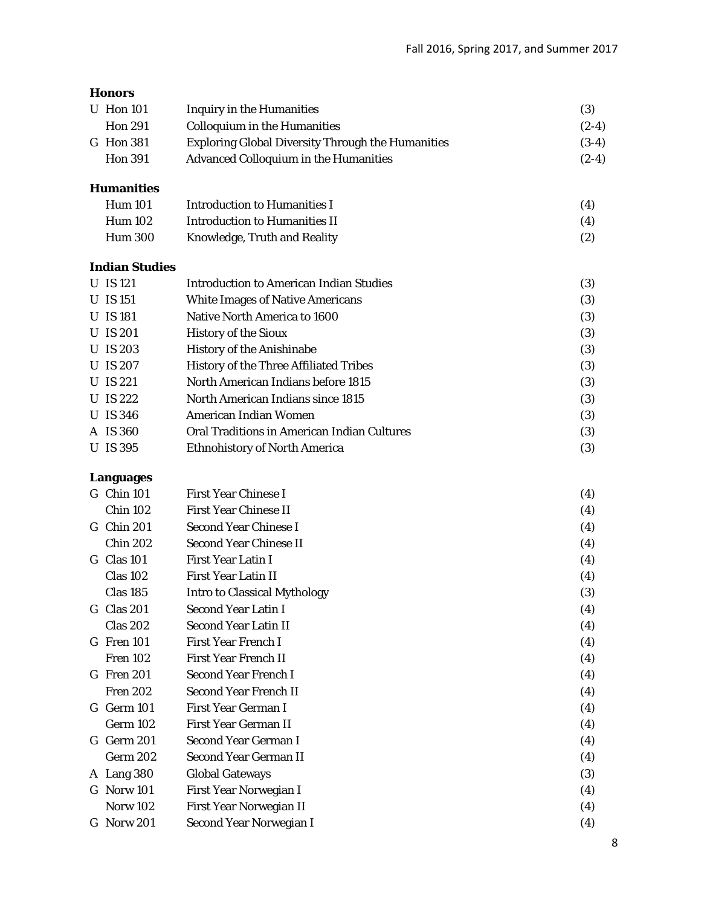**Honors**

| | | | |
|---|---|---|---|
| U | Hon 101 | Inquiry in the Humanities | (3) |
| | Hon 291 | Colloquium in the Humanities | (2-4) |
| G | Hon 381 | Exploring Global Diversity Through the Humanities | (3-4) |
| | Hon 391 | Advanced Colloquium in the Humanities | (2-4) |

**Humanities**

| | | | |
|---|---|---|---|
| | Hum 101 | Introduction to Humanities I | (4) |
| | Hum 102 | Introduction to Humanities II | (4) |
| | Hum 300 | Knowledge, Truth and Reality | (2) |

**Indian Studies**

| | | | |
|---|---|---|---|
| U | IS 121 | Introduction to American Indian Studies | (3) |
| U | IS 151 | White Images of Native Americans | (3) |
| U | IS 181 | Native North America to 1600 | (3) |
| U | IS 201 | History of the Sioux | (3) |
| U | IS 203 | History of the Anishinabe | (3) |
| U | IS 207 | History of the Three Affiliated Tribes | (3) |
| U | IS 221 | North American Indians before 1815 | (3) |
| U | IS 222 | North American Indians since 1815 | (3) |
| U | IS 346 | American Indian Women | (3) |
| A | IS 360 | Oral Traditions in American Indian Cultures | (3) |
| U | IS 395 | Ethnohistory of North America | (3) |

**Languages**

| | | | |
|---|---|---|---|
| G | Chin 101 | First Year Chinese I | (4) |
| | Chin 102 | First Year Chinese II | (4) |
| G | Chin 201 | Second Year Chinese I | (4) |
| | Chin 202 | Second Year Chinese II | (4) |
| G | Clas 101 | First Year Latin I | (4) |
| | Clas 102 | First Year Latin II | (4) |
| | Clas 185 | Intro to Classical Mythology | (3) |
| G | Clas 201 | Second Year Latin I | (4) |
| | Clas 202 | Second Year Latin II | (4) |
| G | Fren 101 | First Year French I | (4) |
| | Fren 102 | First Year French II | (4) |
| G | Fren 201 | Second Year French I | (4) |
| | Fren 202 | Second Year French II | (4) |
| G | Germ 101 | First Year German I | (4) |
| | Germ 102 | First Year German II | (4) |
| G | Germ 201 | Second Year German I | (4) |
| | Germ 202 | Second Year German II | (4) |
| A | Lang 380 | Global Gateways | (3) |
| G | Norw 101 | First Year Norwegian I | (4) |
| | Norw 102 | First Year Norwegian II | (4) |
| G | Norw 201 | Second Year Norwegian I | (4) |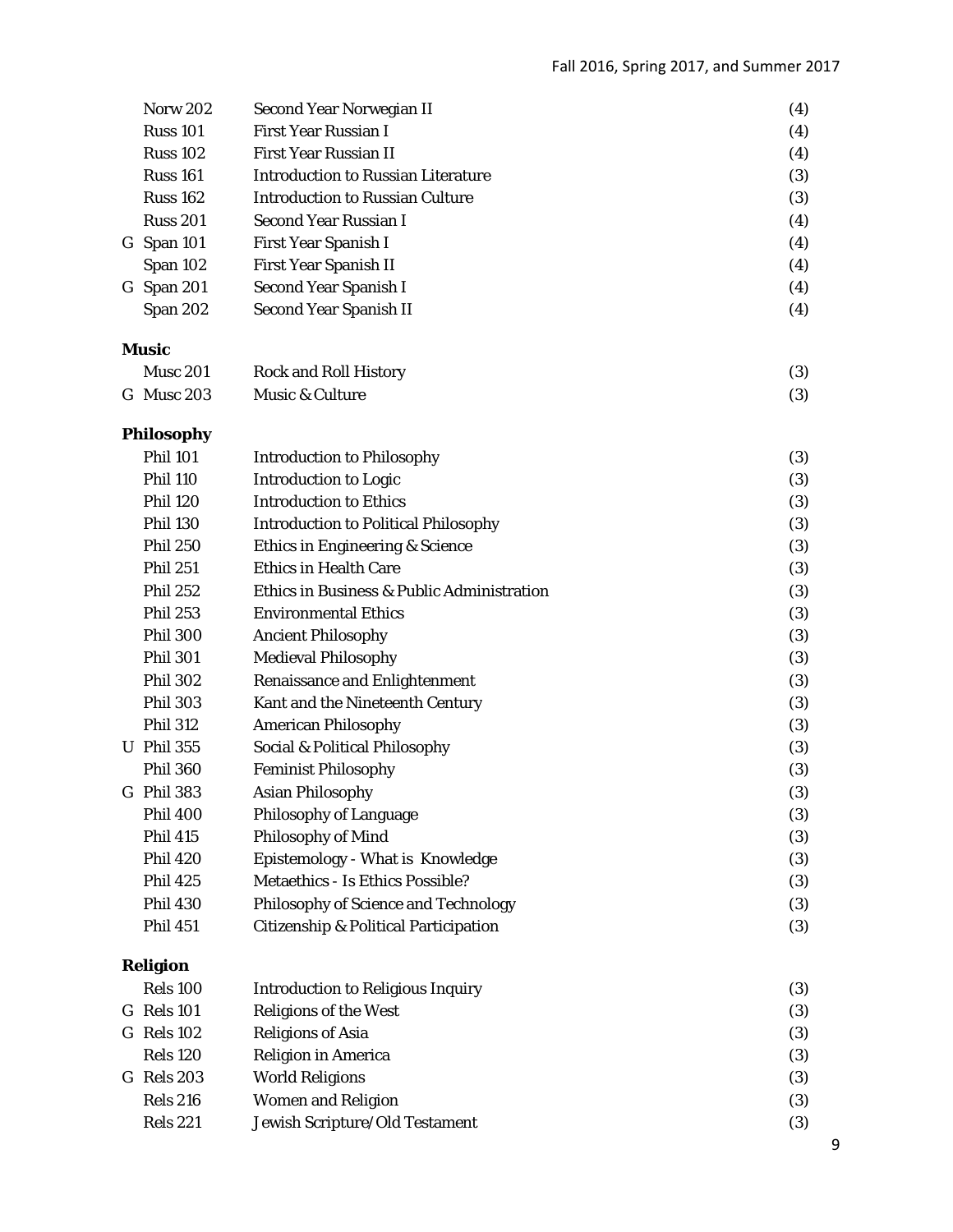| | | | |
|---|---|---|---|
| | Norw 202 | Second Year Norwegian II | (4) |
| | Russ 101 | First Year Russian I | (4) |
| | Russ 102 | First Year Russian II | (4) |
| | Russ 161 | Introduction to Russian Literature | (3) |
| | Russ 162 | Introduction to Russian Culture | (3) |
| | Russ 201 | Second Year Russian I | (4) |
| G | Span 101 | First Year Spanish I | (4) |
| | Span 102 | First Year Spanish II | (4) |
| G | Span 201 | Second Year Spanish I | (4) |
| | Span 202 | Second Year Spanish II | (4) |

**Music**

| | | | |
|---|---|---|---|
| | Musc 201 | Rock and Roll History | (3) |
| G | Musc 203 | Music & Culture | (3) |

**Philosophy**

| | | | |
|---|---|---|---|
| | Phil 101 | Introduction to Philosophy | (3) |
| | Phil 110 | Introduction to Logic | (3) |
| | Phil 120 | Introduction to Ethics | (3) |
| | Phil 130 | Introduction to Political Philosophy | (3) |
| | Phil 250 | Ethics in Engineering & Science | (3) |
| | Phil 251 | Ethics in Health Care | (3) |
| | Phil 252 | Ethics in Business & Public Administration | (3) |
| | Phil 253 | Environmental Ethics | (3) |
| | Phil 300 | Ancient Philosophy | (3) |
| | Phil 301 | Medieval Philosophy | (3) |
| | Phil 302 | Renaissance and Enlightenment | (3) |
| | Phil 303 | Kant and the Nineteenth Century | (3) |
| | Phil 312 | American Philosophy | (3) |
| U | Phil 355 | Social & Political Philosophy | (3) |
| | Phil 360 | Feminist Philosophy | (3) |
| G | Phil 383 | Asian Philosophy | (3) |
| | Phil 400 | Philosophy of Language | (3) |
| | Phil 415 | Philosophy of Mind | (3) |
| | Phil 420 | Epistemology - What is Knowledge | (3) |
| | Phil 425 | Metaethics - Is Ethics Possible? | (3) |
| | Phil 430 | Philosophy of Science and Technology | (3) |
| | Phil 451 | Citizenship & Political Participation | (3) |

**Religion**

| | | | |
|---|---|---|---|
| | Rels 100 | Introduction to Religious Inquiry | (3) |
| G | Rels 101 | Religions of the West | (3) |
| G | Rels 102 | Religions of Asia | (3) |
| | Rels 120 | Religion in America | (3) |
| G | Rels 203 | World Religions | (3) |
| | Rels 216 | Women and Religion | (3) |
| | Rels 221 | Jewish Scripture/Old Testament | (3) |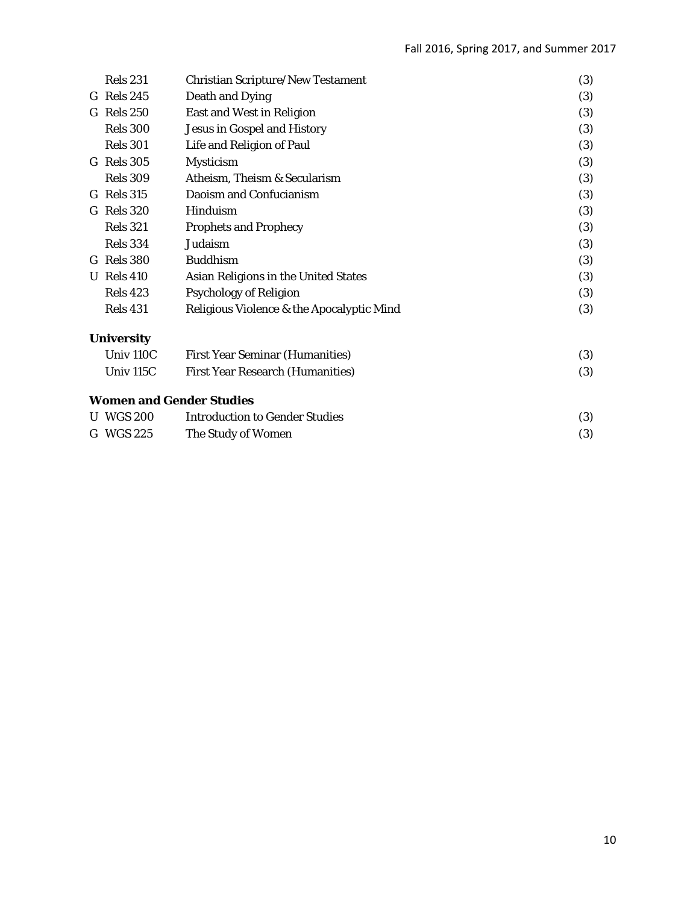| | Course | Title | Credits |
|---|---|---|---|
| | Rels 231 | Christian Scripture/New Testament | (3) |
| G | Rels 245 | Death and Dying | (3) |
| G | Rels 250 | East and West in Religion | (3) |
| | Rels 300 | Jesus in Gospel and History | (3) |
| | Rels 301 | Life and Religion of Paul | (3) |
| G | Rels 305 | Mysticism | (3) |
| | Rels 309 | Atheism, Theism & Secularism | (3) |
| G | Rels 315 | Daoism and Confucianism | (3) |
| G | Rels 320 | Hinduism | (3) |
| | Rels 321 | Prophets and Prophecy | (3) |
| | Rels 334 | Judaism | (3) |
| G | Rels 380 | Buddhism | (3) |
| U | Rels 410 | Asian Religions in the United States | (3) |
| | Rels 423 | Psychology of Religion | (3) |
| | Rels 431 | Religious Violence & the Apocalyptic Mind | (3) |

**University**

| | Course | Title | Credits |
|---|---|---|---|
| | Univ 110C | First Year Seminar (Humanities) | (3) |
| | Univ 115C | First Year Research (Humanities) | (3) |

**Women and Gender Studies**

| | Course | Title | Credits |
|---|---|---|---|
| U | WGS 200 | Introduction to Gender Studies | (3) |
| G | WGS 225 | The Study of Women | (3) |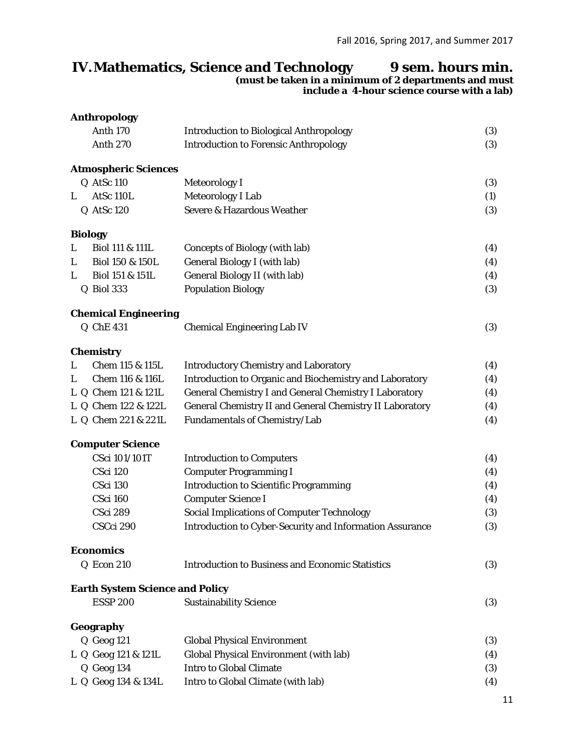## IV. Mathematics, Science and Technology — 9 sem. hours min.

**(must be taken in a minimum of 2 departments and must include a 4-hour science course with a lab)**

### Anthropology

| | | | |
|---|---|---|---|
| | Anth 170 | Introduction to Biological Anthropology | (3) |
| | Anth 270 | Introduction to Forensic Anthropology | (3) |

### Atmospheric Sciences

| | | | |
|---|---|---|---|
| Q | AtSc 110 | Meteorology I | (3) |
| L | AtSc 110L | Meteorology I Lab | (1) |
| Q | AtSc 120 | Severe & Hazardous Weather | (3) |

### Biology

| | | | |
|---|---|---|---|
| L | Biol 111 & 111L | Concepts of Biology (with lab) | (4) |
| L | Biol 150 & 150L | General Biology I (with lab) | (4) |
| L | Biol 151 & 151L | General Biology II (with lab) | (4) |
| Q | Biol 333 | Population Biology | (3) |

### Chemical Engineering

| | | | |
|---|---|---|---|
| Q | ChE 431 | Chemical Engineering Lab IV | (3) |

### Chemistry

| | | | |
|---|---|---|---|
| L | Chem 115 & 115L | Introductory Chemistry and Laboratory | (4) |
| L | Chem 116 & 116L | Introduction to Organic and Biochemistry and Laboratory | (4) |
| L Q | Chem 121 & 121L | General Chemistry I and General Chemistry I Laboratory | (4) |
| L Q | Chem 122 & 122L | General Chemistry II and General Chemistry II Laboratory | (4) |
| L Q | Chem 221 & 221L | Fundamentals of Chemistry/Lab | (4) |

### Computer Science

| | | | |
|---|---|---|---|
| | CSci 101/101T | Introduction to Computers | (4) |
| | CSci 120 | Computer Programming I | (4) |
| | CSci 130 | Introduction to Scientific Programming | (4) |
| | CSci 160 | Computer Science I | (4) |
| | CSci 289 | Social Implications of Computer Technology | (3) |
| | CSCci 290 | Introduction to Cyber-Security and Information Assurance | (3) |

### Economics

| | | | |
|---|---|---|---|
| Q | Econ 210 | Introduction to Business and Economic Statistics | (3) |

### Earth System Science and Policy

| | | | |
|---|---|---|---|
| | ESSP 200 | Sustainability Science | (3) |

### Geography

| | | | |
|---|---|---|---|
| Q | Geog 121 | Global Physical Environment | (3) |
| L Q | Geog 121 & 121L | Global Physical Environment (with lab) | (4) |
| Q | Geog 134 | Intro to Global Climate | (3) |
| L Q | Geog 134 & 134L | Intro to Global Climate (with lab) | (4) |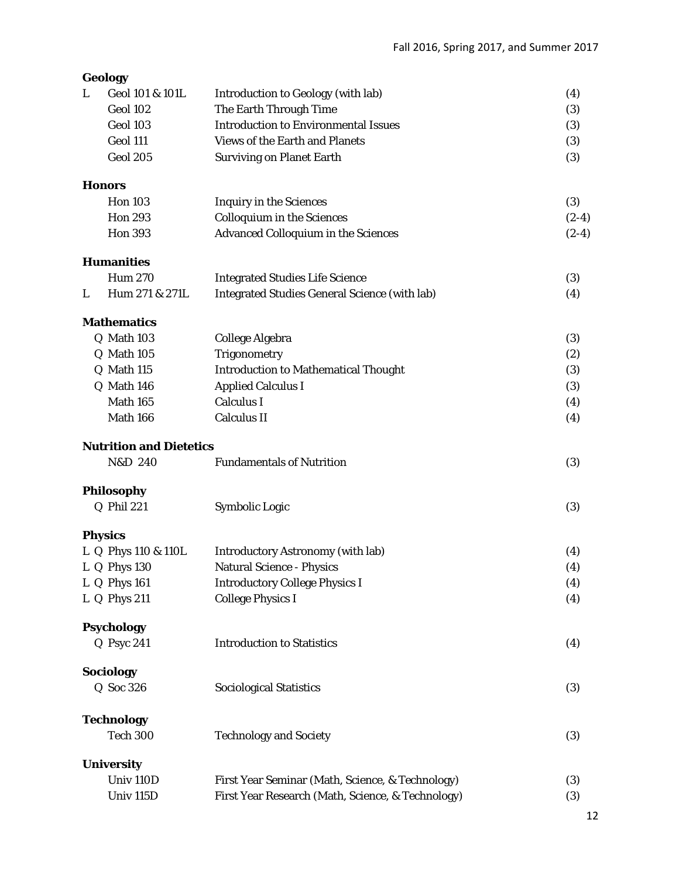### Geology

| | Course | Title | Credits |
|---|---|---|---|
| L | Geol 101 & 101L | Introduction to Geology (with lab) | (4) |
| | Geol 102 | The Earth Through Time | (3) |
| | Geol 103 | Introduction to Environmental Issues | (3) |
| | Geol 111 | Views of the Earth and Planets | (3) |
| | Geol 205 | Surviving on Planet Earth | (3) |

### Honors

| | Course | Title | Credits |
|---|---|---|---|
| | Hon 103 | Inquiry in the Sciences | (3) |
| | Hon 293 | Colloquium in the Sciences | (2-4) |
| | Hon 393 | Advanced Colloquium in the Sciences | (2-4) |

### Humanities

| | Course | Title | Credits |
|---|---|---|---|
| | Hum 270 | Integrated Studies Life Science | (3) |
| L | Hum 271 & 271L | Integrated Studies General Science (with lab) | (4) |

### Mathematics

| | Course | Title | Credits |
|---|---|---|---|
| Q | Math 103 | College Algebra | (3) |
| Q | Math 105 | Trigonometry | (2) |
| Q | Math 115 | Introduction to Mathematical Thought | (3) |
| Q | Math 146 | Applied Calculus I | (3) |
| | Math 165 | Calculus I | (4) |
| | Math 166 | Calculus II | (4) |

### Nutrition and Dietetics

| | Course | Title | Credits |
|---|---|---|---|
| | N&D 240 | Fundamentals of Nutrition | (3) |

### Philosophy

| | Course | Title | Credits |
|---|---|---|---|
| Q | Phil 221 | Symbolic Logic | (3) |

### Physics

| | Course | Title | Credits |
|---|---|---|---|
| L Q | Phys 110 & 110L | Introductory Astronomy (with lab) | (4) |
| L Q | Phys 130 | Natural Science - Physics | (4) |
| L Q | Phys 161 | Introductory College Physics I | (4) |
| L Q | Phys 211 | College Physics I | (4) |

### Psychology

| | Course | Title | Credits |
|---|---|---|---|
| Q | Psyc 241 | Introduction to Statistics | (4) |

### Sociology

| | Course | Title | Credits |
|---|---|---|---|
| Q | Soc 326 | Sociological Statistics | (3) |

### Technology

| | Course | Title | Credits |
|---|---|---|---|
| | Tech 300 | Technology and Society | (3) |

### University

| | Course | Title | Credits |
|---|---|---|---|
| | Univ 110D | First Year Seminar (Math, Science, & Technology) | (3) |
| | Univ 115D | First Year Research (Math, Science, & Technology) | (3) |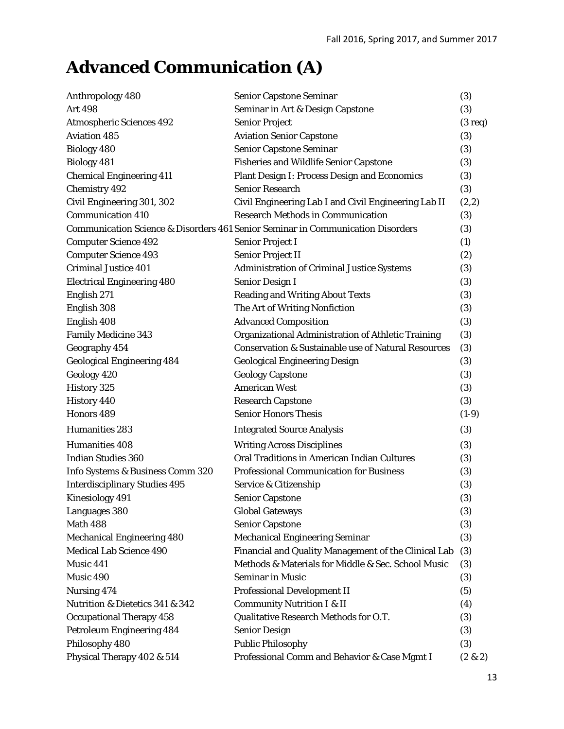# Advanced Communication (A)

| | | |
|---|---|---|
| Anthropology 480 | Senior Capstone Seminar | (3) |
| Art 498 | Seminar in Art & Design Capstone | (3) |
| Atmospheric Sciences 492 | Senior Project | (3 req) |
| Aviation 485 | Aviation Senior Capstone | (3) |
| Biology 480 | Senior Capstone Seminar | (3) |
| Biology 481 | Fisheries and Wildlife Senior Capstone | (3) |
| Chemical Engineering 411 | Plant Design I: Process Design and Economics | (3) |
| Chemistry 492 | Senior Research | (3) |
| Civil Engineering 301, 302 | Civil Engineering Lab I and Civil Engineering Lab II | (2,2) |
| Communication 410 | Research Methods in Communication | (3) |
| Communication Science & Disorders 461 | Senior Seminar in Communication Disorders | (3) |
| Computer Science 492 | Senior Project I | (1) |
| Computer Science 493 | Senior Project II | (2) |
| Criminal Justice 401 | Administration of Criminal Justice Systems | (3) |
| Electrical Engineering 480 | Senior Design I | (3) |
| English 271 | Reading and Writing About Texts | (3) |
| English 308 | The Art of Writing Nonfiction | (3) |
| English 408 | Advanced Composition | (3) |
| Family Medicine 343 | Organizational Administration of Athletic Training | (3) |
| Geography 454 | Conservation & Sustainable use of Natural Resources | (3) |
| Geological Engineering 484 | Geological Engineering Design | (3) |
| Geology 420 | Geology Capstone | (3) |
| History 325 | American West | (3) |
| History 440 | Research Capstone | (3) |
| Honors 489 | Senior Honors Thesis | (1-9) |
| Humanities 283 | Integrated Source Analysis | (3) |
| Humanities 408 | Writing Across Disciplines | (3) |
| Indian Studies 360 | Oral Traditions in American Indian Cultures | (3) |
| Info Systems & Business Comm 320 | Professional Communication for Business | (3) |
| Interdisciplinary Studies 495 | Service & Citizenship | (3) |
| Kinesiology 491 | Senior Capstone | (3) |
| Languages 380 | Global Gateways | (3) |
| Math 488 | Senior Capstone | (3) |
| Mechanical Engineering 480 | Mechanical Engineering Seminar | (3) |
| Medical Lab Science 490 | Financial and Quality Management of the Clinical Lab | (3) |
| Music 441 | Methods & Materials for Middle & Sec. School Music | (3) |
| Music 490 | Seminar in Music | (3) |
| Nursing 474 | Professional Development II | (5) |
| Nutrition & Dietetics 341 & 342 | Community Nutrition I & II | (4) |
| Occupational Therapy 458 | Qualitative Research Methods for O.T. | (3) |
| Petroleum Engineering 484 | Senior Design | (3) |
| Philosophy 480 | Public Philosophy | (3) |
| Physical Therapy 402 & 514 | Professional Comm and Behavior & Case Mgmt I | (2 & 2) |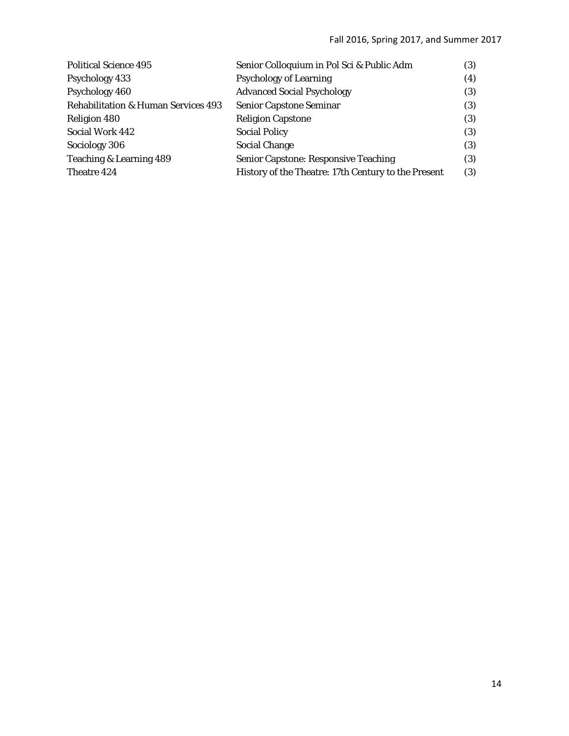| | | |
|---|---|---|
| Political Science 495 | Senior Colloquium in Pol Sci & Public Adm | (3) |
| Psychology 433 | Psychology of Learning | (4) |
| Psychology 460 | Advanced Social Psychology | (3) |
| Rehabilitation & Human Services 493 | Senior Capstone Seminar | (3) |
| Religion 480 | Religion Capstone | (3) |
| Social Work 442 | Social Policy | (3) |
| Sociology 306 | Social Change | (3) |
| Teaching & Learning 489 | Senior Capstone: Responsive Teaching | (3) |
| Theatre 424 | History of the Theatre: 17th Century to the Present | (3) |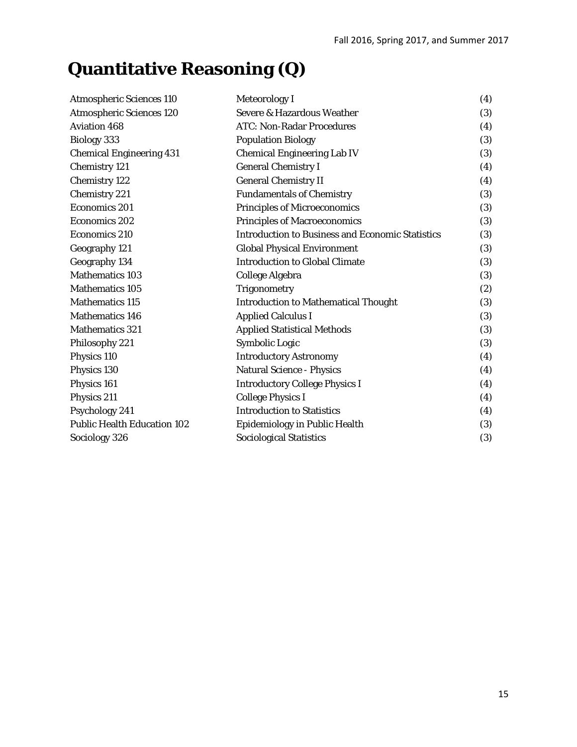# Quantitative Reasoning (Q)

| | | |
|---|---|---|
| Atmospheric Sciences 110 | Meteorology I | (4) |
| Atmospheric Sciences 120 | Severe & Hazardous Weather | (3) |
| Aviation 468 | ATC: Non-Radar Procedures | (4) |
| Biology 333 | Population Biology | (3) |
| Chemical Engineering 431 | Chemical Engineering Lab IV | (3) |
| Chemistry 121 | General Chemistry I | (4) |
| Chemistry 122 | General Chemistry II | (4) |
| Chemistry 221 | Fundamentals of Chemistry | (3) |
| Economics 201 | Principles of Microeconomics | (3) |
| Economics 202 | Principles of Macroeconomics | (3) |
| Economics 210 | Introduction to Business and Economic Statistics | (3) |
| Geography 121 | Global Physical Environment | (3) |
| Geography 134 | Introduction to Global Climate | (3) |
| Mathematics 103 | College Algebra | (3) |
| Mathematics 105 | Trigonometry | (2) |
| Mathematics 115 | Introduction to Mathematical Thought | (3) |
| Mathematics 146 | Applied Calculus I | (3) |
| Mathematics 321 | Applied Statistical Methods | (3) |
| Philosophy 221 | Symbolic Logic | (3) |
| Physics 110 | Introductory Astronomy | (4) |
| Physics 130 | Natural Science - Physics | (4) |
| Physics 161 | Introductory College Physics I | (4) |
| Physics 211 | College Physics I | (4) |
| Psychology 241 | Introduction to Statistics | (4) |
| Public Health Education 102 | Epidemiology in Public Health | (3) |
| Sociology 326 | Sociological Statistics | (3) |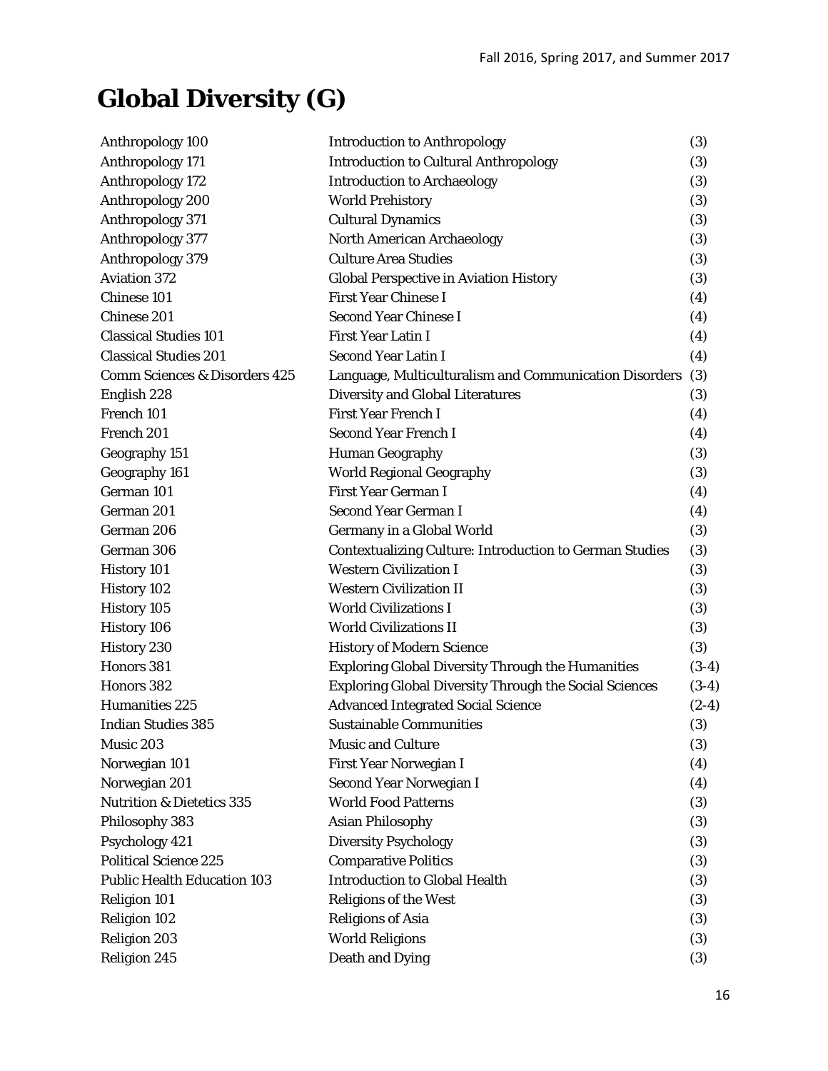# Global Diversity (G)

| Course | Title | Credits |
|---|---|---|
| Anthropology 100 | Introduction to Anthropology | (3) |
| Anthropology 171 | Introduction to Cultural Anthropology | (3) |
| Anthropology 172 | Introduction to Archaeology | (3) |
| Anthropology 200 | World Prehistory | (3) |
| Anthropology 371 | Cultural Dynamics | (3) |
| Anthropology 377 | North American Archaeology | (3) |
| Anthropology 379 | Culture Area Studies | (3) |
| Aviation 372 | Global Perspective in Aviation History | (3) |
| Chinese 101 | First Year Chinese I | (4) |
| Chinese 201 | Second Year Chinese I | (4) |
| Classical Studies 101 | First Year Latin I | (4) |
| Classical Studies 201 | Second Year Latin I | (4) |
| Comm Sciences & Disorders 425 | Language, Multiculturalism and Communication Disorders | (3) |
| English 228 | Diversity and Global Literatures | (3) |
| French 101 | First Year French I | (4) |
| French 201 | Second Year French I | (4) |
| Geography 151 | Human Geography | (3) |
| Geography 161 | World Regional Geography | (3) |
| German 101 | First Year German I | (4) |
| German 201 | Second Year German I | (4) |
| German 206 | Germany in a Global World | (3) |
| German 306 | Contextualizing Culture: Introduction to German Studies | (3) |
| History 101 | Western Civilization I | (3) |
| History 102 | Western Civilization II | (3) |
| History 105 | World Civilizations I | (3) |
| History 106 | World Civilizations II | (3) |
| History 230 | History of Modern Science | (3) |
| Honors 381 | Exploring Global Diversity Through the Humanities | (3-4) |
| Honors 382 | Exploring Global Diversity Through the Social Sciences | (3-4) |
| Humanities 225 | Advanced Integrated Social Science | (2-4) |
| Indian Studies 385 | Sustainable Communities | (3) |
| Music 203 | Music and Culture | (3) |
| Norwegian 101 | First Year Norwegian I | (4) |
| Norwegian 201 | Second Year Norwegian I | (4) |
| Nutrition & Dietetics 335 | World Food Patterns | (3) |
| Philosophy 383 | Asian Philosophy | (3) |
| Psychology 421 | Diversity Psychology | (3) |
| Political Science 225 | Comparative Politics | (3) |
| Public Health Education 103 | Introduction to Global Health | (3) |
| Religion 101 | Religions of the West | (3) |
| Religion 102 | Religions of Asia | (3) |
| Religion 203 | World Religions | (3) |
| Religion 245 | Death and Dying | (3) |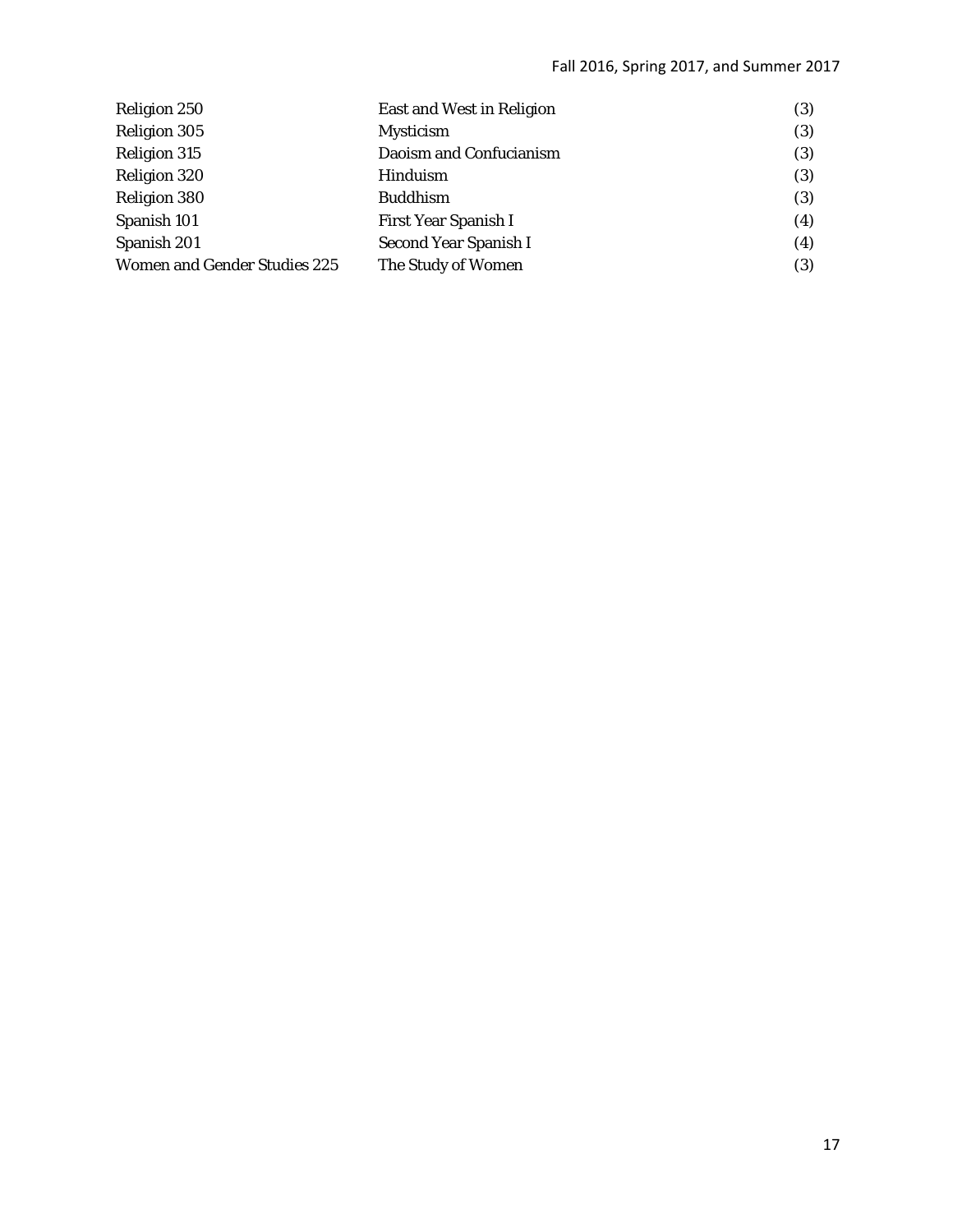| | | |
|---|---|---|
| Religion 250 | East and West in Religion | (3) |
| Religion 305 | Mysticism | (3) |
| Religion 315 | Daoism and Confucianism | (3) |
| Religion 320 | Hinduism | (3) |
| Religion 380 | Buddhism | (3) |
| Spanish 101 | First Year Spanish I | (4) |
| Spanish 201 | Second Year Spanish I | (4) |
| Women and Gender Studies 225 | The Study of Women | (3) |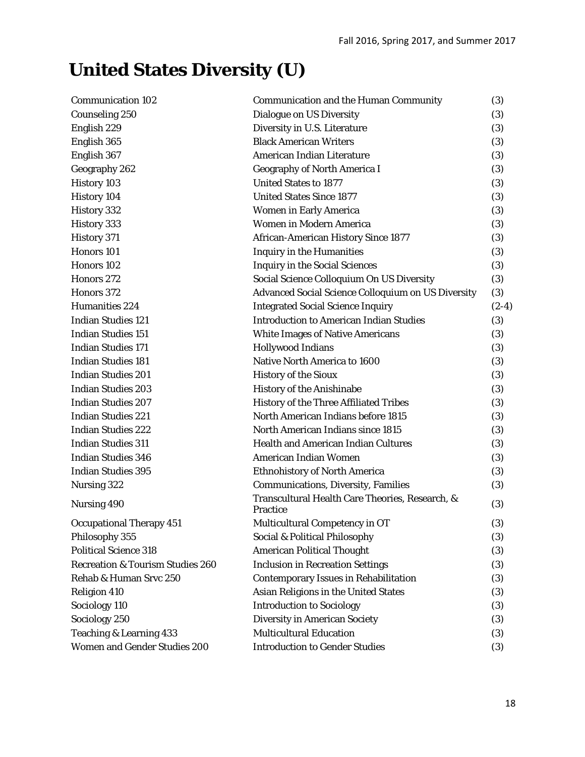# United States Diversity (U)

| Course | Title | Credits |
|---|---|---|
| Communication 102 | Communication and the Human Community | (3) |
| Counseling 250 | Dialogue on US Diversity | (3) |
| English 229 | Diversity in U.S. Literature | (3) |
| English 365 | Black American Writers | (3) |
| English 367 | American Indian Literature | (3) |
| Geography 262 | Geography of North America I | (3) |
| History 103 | United States to 1877 | (3) |
| History 104 | United States Since 1877 | (3) |
| History 332 | Women in Early America | (3) |
| History 333 | Women in Modern America | (3) |
| History 371 | African-American History Since 1877 | (3) |
| Honors 101 | Inquiry in the Humanities | (3) |
| Honors 102 | Inquiry in the Social Sciences | (3) |
| Honors 272 | Social Science Colloquium On US Diversity | (3) |
| Honors 372 | Advanced Social Science Colloquium on US Diversity | (3) |
| Humanities 224 | Integrated Social Science Inquiry | (2-4) |
| Indian Studies 121 | Introduction to American Indian Studies | (3) |
| Indian Studies 151 | White Images of Native Americans | (3) |
| Indian Studies 171 | Hollywood Indians | (3) |
| Indian Studies 181 | Native North America to 1600 | (3) |
| Indian Studies 201 | History of the Sioux | (3) |
| Indian Studies 203 | History of the Anishinabe | (3) |
| Indian Studies 207 | History of the Three Affiliated Tribes | (3) |
| Indian Studies 221 | North American Indians before 1815 | (3) |
| Indian Studies 222 | North American Indians since 1815 | (3) |
| Indian Studies 311 | Health and American Indian Cultures | (3) |
| Indian Studies 346 | American Indian Women | (3) |
| Indian Studies 395 | Ethnohistory of North America | (3) |
| Nursing 322 | Communications, Diversity, Families | (3) |
| Nursing 490 | Transcultural Health Care Theories, Research, & Practice | (3) |
| Occupational Therapy 451 | Multicultural Competency in OT | (3) |
| Philosophy 355 | Social & Political Philosophy | (3) |
| Political Science 318 | American Political Thought | (3) |
| Recreation & Tourism Studies 260 | Inclusion in Recreation Settings | (3) |
| Rehab & Human Srvc 250 | Contemporary Issues in Rehabilitation | (3) |
| Religion 410 | Asian Religions in the United States | (3) |
| Sociology 110 | Introduction to Sociology | (3) |
| Sociology 250 | Diversity in American Society | (3) |
| Teaching & Learning 433 | Multicultural Education | (3) |
| Women and Gender Studies 200 | Introduction to Gender Studies | (3) |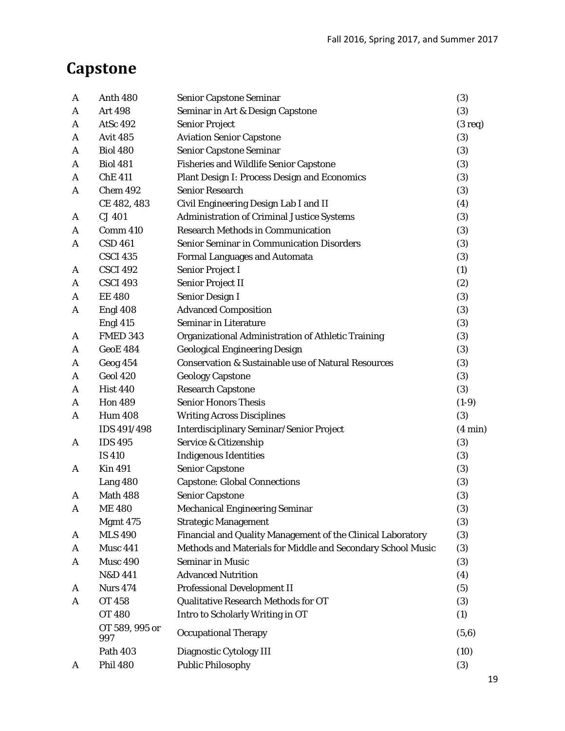# Capstone

| | | | |
|---|---|---|---|
| A | Anth 480 | Senior Capstone Seminar | (3) |
| A | Art 498 | Seminar in Art & Design Capstone | (3) |
| A | AtSc 492 | Senior Project | (3 req) |
| A | Avit 485 | Aviation Senior Capstone | (3) |
| A | Biol 480 | Senior Capstone Seminar | (3) |
| A | Biol 481 | Fisheries and Wildlife Senior Capstone | (3) |
| A | ChE 411 | Plant Design I: Process Design and Economics | (3) |
| A | Chem 492 | Senior Research | (3) |
| | CE 482, 483 | Civil Engineering Design Lab I and II | (4) |
| A | CJ 401 | Administration of Criminal Justice Systems | (3) |
| A | Comm 410 | Research Methods in Communication | (3) |
| A | CSD 461 | Senior Seminar in Communication Disorders | (3) |
| | CSCI 435 | Formal Languages and Automata | (3) |
| A | CSCI 492 | Senior Project I | (1) |
| A | CSCI 493 | Senior Project II | (2) |
| A | EE 480 | Senior Design I | (3) |
| A | Engl 408 | Advanced Composition | (3) |
| | Engl 415 | Seminar in Literature | (3) |
| A | FMED 343 | Organizational Administration of Athletic Training | (3) |
| A | GeoE 484 | Geological Engineering Design | (3) |
| A | Geog 454 | Conservation & Sustainable use of Natural Resources | (3) |
| A | Geol 420 | Geology Capstone | (3) |
| A | Hist 440 | Research Capstone | (3) |
| A | Hon 489 | Senior Honors Thesis | (1-9) |
| A | Hum 408 | Writing Across Disciplines | (3) |
| | IDS 491/498 | Interdisciplinary Seminar/Senior Project | (4 min) |
| A | IDS 495 | Service & Citizenship | (3) |
| | IS 410 | Indigenous Identities | (3) |
| A | Kin 491 | Senior Capstone | (3) |
| | Lang 480 | Capstone: Global Connections | (3) |
| A | Math 488 | Senior Capstone | (3) |
| A | ME 480 | Mechanical Engineering Seminar | (3) |
| | Mgmt 475 | Strategic Management | (3) |
| A | MLS 490 | Financial and Quality Management of the Clinical Laboratory | (3) |
| A | Musc 441 | Methods and Materials for Middle and Secondary School Music | (3) |
| A | Musc 490 | Seminar in Music | (3) |
| | N&D 441 | Advanced Nutrition | (4) |
| A | Nurs 474 | Professional Development II | (5) |
| A | OT 458 | Qualitative Research Methods for OT | (3) |
| | OT 480 | Intro to Scholarly Writing in OT | (1) |
| | OT 589, 995 or 997 | Occupational Therapy | (5,6) |
| | Path 403 | Diagnostic Cytology III | (10) |
| A | Phil 480 | Public Philosophy | (3) |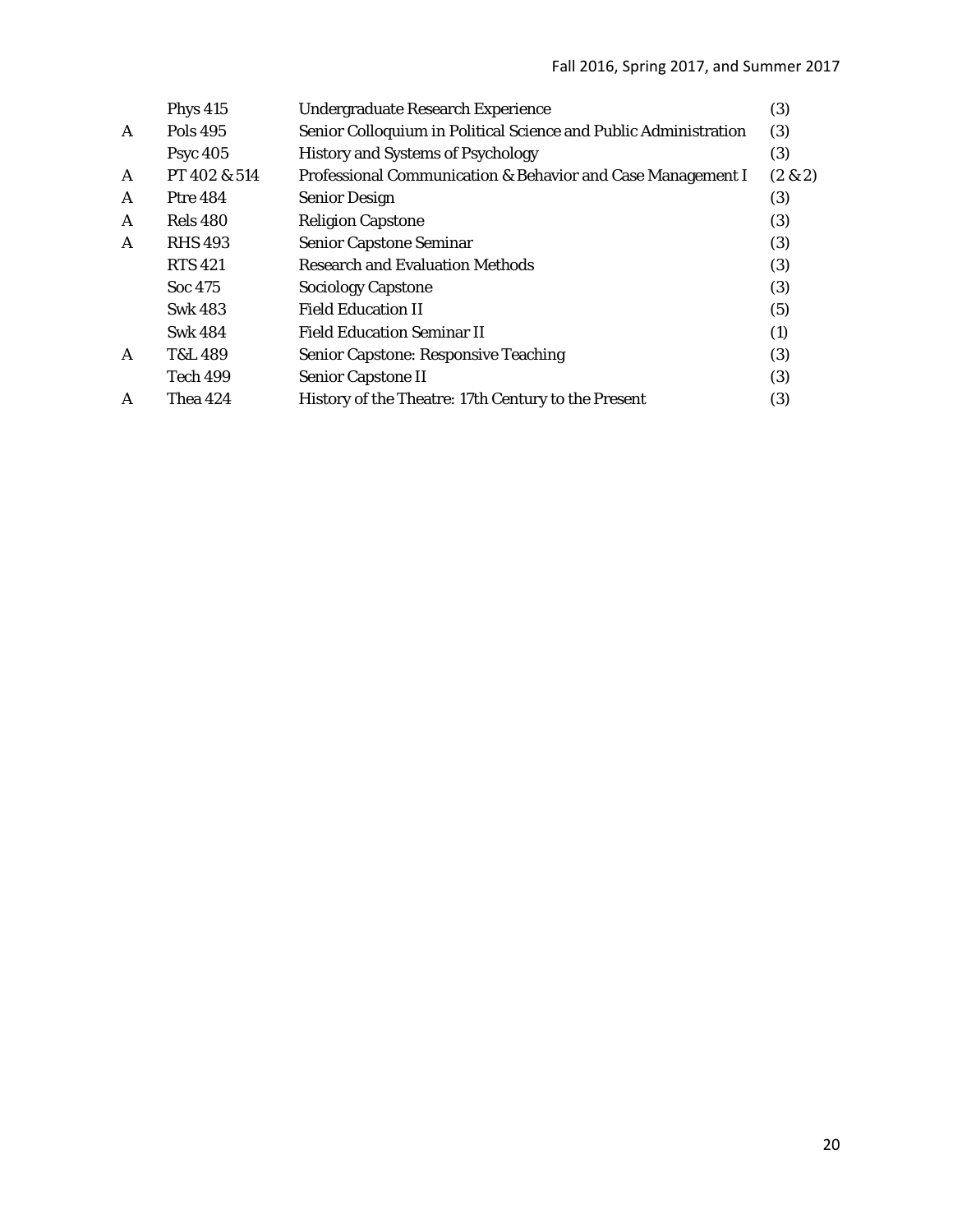| | | | |
|---|---|---|---|
| | Phys 415 | Undergraduate Research Experience | (3) |
| A | Pols 495 | Senior Colloquium in Political Science and Public Administration | (3) |
| | Psyc 405 | History and Systems of Psychology | (3) |
| A | PT 402 & 514 | Professional Communication & Behavior and Case Management I | (2 & 2) |
| A | Ptre 484 | Senior Design | (3) |
| A | Rels 480 | Religion Capstone | (3) |
| A | RHS 493 | Senior Capstone Seminar | (3) |
| | RTS 421 | Research and Evaluation Methods | (3) |
| | Soc 475 | Sociology Capstone | (3) |
| | Swk 483 | Field Education II | (5) |
| | Swk 484 | Field Education Seminar II | (1) |
| A | T&L 489 | Senior Capstone: Responsive Teaching | (3) |
| | Tech 499 | Senior Capstone II | (3) |
| A | Thea 424 | History of the Theatre: 17th Century to the Present | (3) |